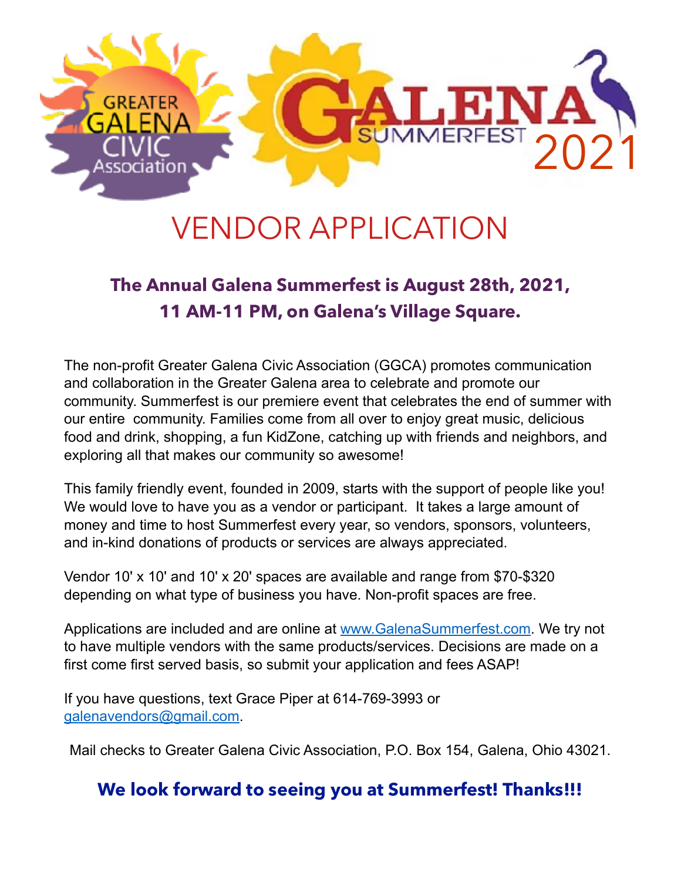GREATER GALENA CIVIC Association

GALENA SUMMERFEST 2021

# VENDOR APPLICATION

## The Annual Galena Summerfest is August 28th, 2021, 11 AM-11 PM, on Galena's Village Square.

The non-profit Greater Galena Civic Association (GGCA) promotes communication and collaboration in the Greater Galena area to celebrate and promote our community. Summerfest is our premiere event that celebrates the end of summer with our entire community. Families come from all over to enjoy great music, delicious food and drink, shopping, a fun KidZone, catching up with friends and neighbors, and exploring all that makes our community so awesome!

This family friendly event, founded in 2009, starts with the support of people like you! We would love to have you as a vendor or participant. It takes a large amount of money and time to host Summerfest every year, so vendors, sponsors, volunteers, and in-kind donations of products or services are always appreciated.

Vendor 10' x 10' and 10' x 20' spaces are available and range from $70-$320 depending on what type of business you have. Non-profit spaces are free.

Applications are included and are online at www.GalenaSummerfest.com. We try not to have multiple vendors with the same products/services. Decisions are made on a first come first served basis, so submit your application and fees ASAP!

If you have questions, text Grace Piper at 614-769-3993 or galenavendors@gmail.com.

Mail checks to Greater Galena Civic Association, P.O. Box 154, Galena, Ohio 43021.

**We look forward to seeing you at Summerfest! Thanks!!!**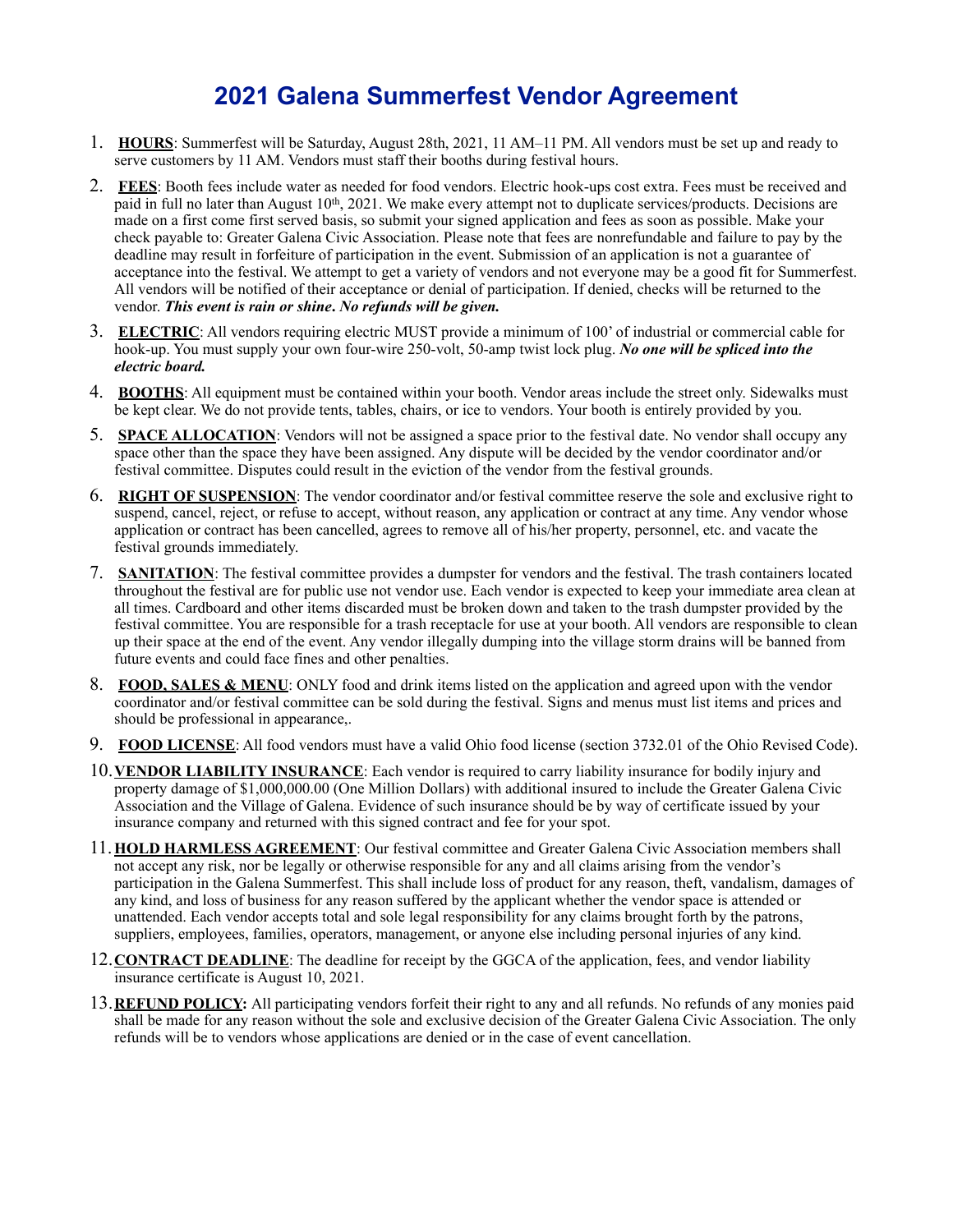# 2021 Galena Summerfest Vendor Agreement

1. **HOURS**: Summerfest will be Saturday, August 28th, 2021, 11 AM–11 PM. All vendors must be set up and ready to serve customers by 11 AM. Vendors must staff their booths during festival hours.

2. **FEES**: Booth fees include water as needed for food vendors. Electric hook-ups cost extra. Fees must be received and paid in full no later than August 10th, 2021. We make every attempt not to duplicate services/products. Decisions are made on a first come first served basis, so submit your signed application and fees as soon as possible. Make your check payable to: Greater Galena Civic Association. Please note that fees are nonrefundable and failure to pay by the deadline may result in forfeiture of participation in the event. Submission of an application is not a guarantee of acceptance into the festival. We attempt to get a variety of vendors and not everyone may be a good fit for Summerfest. All vendors will be notified of their acceptance or denial of participation. If denied, checks will be returned to the vendor. ***This event is rain or shine. No refunds will be given.***

3. **ELECTRIC**: All vendors requiring electric MUST provide a minimum of 100' of industrial or commercial cable for hook-up. You must supply your own four-wire 250-volt, 50-amp twist lock plug. ***No one will be spliced into the electric board.***

4. **BOOTHS**: All equipment must be contained within your booth. Vendor areas include the street only. Sidewalks must be kept clear. We do not provide tents, tables, chairs, or ice to vendors. Your booth is entirely provided by you.

5. **SPACE ALLOCATION**: Vendors will not be assigned a space prior to the festival date. No vendor shall occupy any space other than the space they have been assigned. Any dispute will be decided by the vendor coordinator and/or festival committee. Disputes could result in the eviction of the vendor from the festival grounds.

6. **RIGHT OF SUSPENSION**: The vendor coordinator and/or festival committee reserve the sole and exclusive right to suspend, cancel, reject, or refuse to accept, without reason, any application or contract at any time. Any vendor whose application or contract has been cancelled, agrees to remove all of his/her property, personnel, etc. and vacate the festival grounds immediately.

7. **SANITATION**: The festival committee provides a dumpster for vendors and the festival. The trash containers located throughout the festival are for public use not vendor use. Each vendor is expected to keep your immediate area clean at all times. Cardboard and other items discarded must be broken down and taken to the trash dumpster provided by the festival committee. You are responsible for a trash receptacle for use at your booth. All vendors are responsible to clean up their space at the end of the event. Any vendor illegally dumping into the village storm drains will be banned from future events and could face fines and other penalties.

8. **FOOD, SALES & MENU**: ONLY food and drink items listed on the application and agreed upon with the vendor coordinator and/or festival committee can be sold during the festival. Signs and menus must list items and prices and should be professional in appearance,.

9. **FOOD LICENSE**: All food vendors must have a valid Ohio food license (section 3732.01 of the Ohio Revised Code).

10. **VENDOR LIABILITY INSURANCE**: Each vendor is required to carry liability insurance for bodily injury and property damage of $1,000,000.00 (One Million Dollars) with additional insured to include the Greater Galena Civic Association and the Village of Galena. Evidence of such insurance should be by way of certificate issued by your insurance company and returned with this signed contract and fee for your spot.

11. **HOLD HARMLESS AGREEMENT**: Our festival committee and Greater Galena Civic Association members shall not accept any risk, nor be legally or otherwise responsible for any and all claims arising from the vendor's participation in the Galena Summerfest. This shall include loss of product for any reason, theft, vandalism, damages of any kind, and loss of business for any reason suffered by the applicant whether the vendor space is attended or unattended. Each vendor accepts total and sole legal responsibility for any claims brought forth by the patrons, suppliers, employees, families, operators, management, or anyone else including personal injuries of any kind.

12. **CONTRACT DEADLINE**: The deadline for receipt by the GGCA of the application, fees, and vendor liability insurance certificate is August 10, 2021.

13. **REFUND POLICY:** All participating vendors forfeit their right to any and all refunds. No refunds of any monies paid shall be made for any reason without the sole and exclusive decision of the Greater Galena Civic Association. The only refunds will be to vendors whose applications are denied or in the case of event cancellation.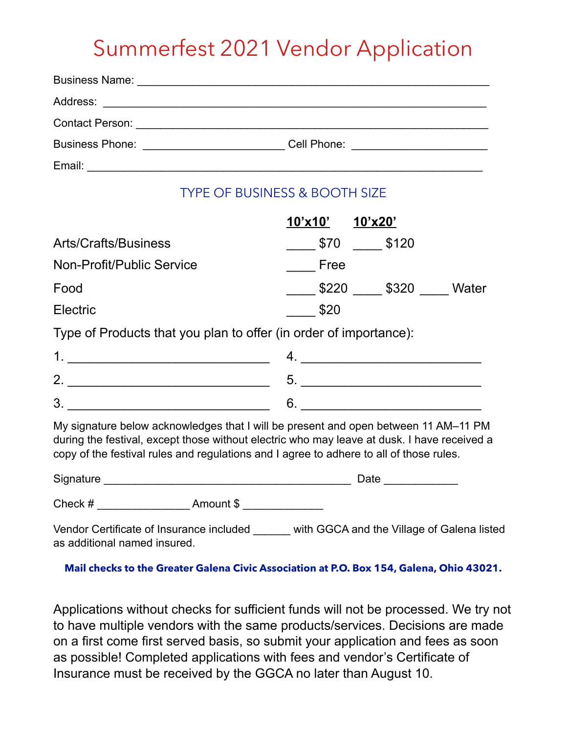# Summerfest 2021 Vendor Application

Business Name: ____________________________________________________

Address: ____________________________________________________

Contact Person: ____________________________________________________

Business Phone: ______________________ Cell Phone: _____________________

Email: ____________________________________________________

## TYPE OF BUSINESS & BOOTH SIZE

| | 10’x10’ | 10’x20’ | |
|---|---|---|---|
| Arts/Crafts/Business | ____ $70 | ____ $120 | |
| Non-Profit/Public Service | ____ Free | | |
| Food | ____ $220 | ____ $320 | ____ Water |
| Electric | ____ $20 | | |

Type of Products that you plan to offer (in order of importance):

1. _____________________________
2. _____________________________
3. _____________________________
4. __________________________
5. __________________________
6. __________________________

My signature below acknowledges that I will be present and open between 11 AM–11 PM during the festival, except those without electric who may leave at dusk. I have received a copy of the festival rules and regulations and I agree to adhere to all of those rules.

Signature _______________________________________ Date ____________

Check # _______________ Amount $ _____________

Vendor Certificate of Insurance included ______ with GGCA and the Village of Galena listed as additional named insured.

**Mail checks to the Greater Galena Civic Association at P.O. Box 154, Galena, Ohio 43021.**

Applications without checks for sufficient funds will not be processed. We try not to have multiple vendors with the same products/services. Decisions are made on a first come first served basis, so submit your application and fees as soon as possible! Completed applications with fees and vendor’s Certificate of Insurance must be received by the GGCA no later than August 10.